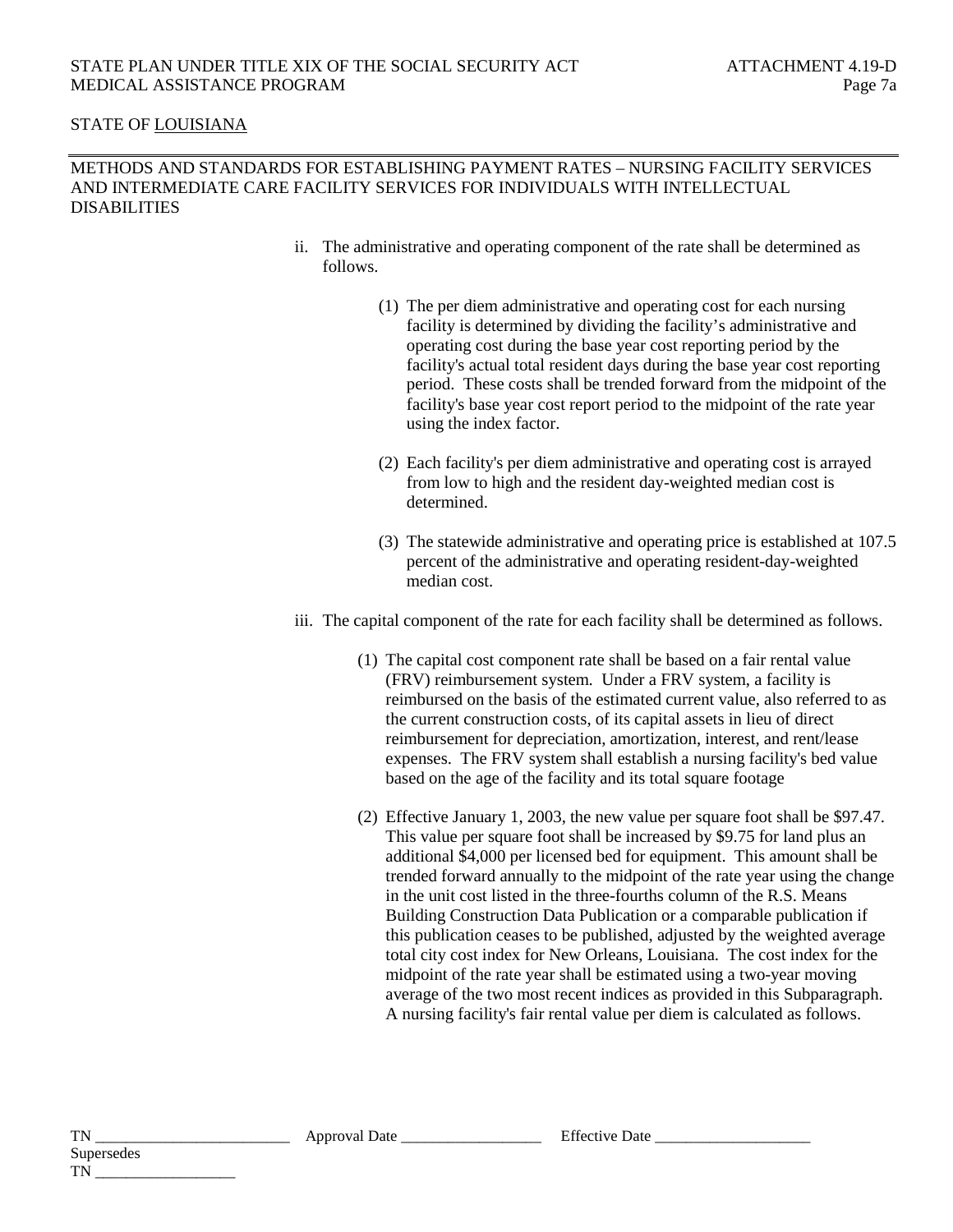STATE OF LOUISIANA

METHODS AND STANDARDS FOR ESTABLISHING PAYMENT RATES – NURSING FACILITY SERVICES AND INTERMEDIATE CARE FACILITY SERVICES FOR INDIVIDUALS WITH INTELLECTUAL DISABILITIES

ii. The administrative and operating component of the rate shall be determined as follows.

   (1) The per diem administrative and operating cost for each nursing facility is determined by dividing the facility's administrative and operating cost during the base year cost reporting period by the facility's actual total resident days during the base year cost reporting period. These costs shall be trended forward from the midpoint of the facility's base year cost report period to the midpoint of the rate year using the index factor.

   (2) Each facility's per diem administrative and operating cost is arrayed from low to high and the resident day-weighted median cost is determined.

   (3) The statewide administrative and operating price is established at 107.5 percent of the administrative and operating resident-day-weighted median cost.

iii. The capital component of the rate for each facility shall be determined as follows.

   (1) The capital cost component rate shall be based on a fair rental value (FRV) reimbursement system. Under a FRV system, a facility is reimbursed on the basis of the estimated current value, also referred to as the current construction costs, of its capital assets in lieu of direct reimbursement for depreciation, amortization, interest, and rent/lease expenses. The FRV system shall establish a nursing facility's bed value based on the age of the facility and its total square footage

   (2) Effective January 1, 2003, the new value per square foot shall be $97.47. This value per square foot shall be increased by $9.75 for land plus an additional $4,000 per licensed bed for equipment. This amount shall be trended forward annually to the midpoint of the rate year using the change in the unit cost listed in the three-fourths column of the R.S. Means Building Construction Data Publication or a comparable publication if this publication ceases to be published, adjusted by the weighted average total city cost index for New Orleans, Louisiana. The cost index for the midpoint of the rate year shall be estimated using a two-year moving average of the two most recent indices as provided in this Subparagraph. A nursing facility's fair rental value per diem is calculated as follows.

TN \_\_\_\_\_\_\_\_\_\_\_\_\_\_\_\_\_\_\_\_\_\_\_\_\_ Approval Date \_\_\_\_\_\_\_\_\_\_\_\_\_\_\_\_\_\_ Effective Date \_\_\_\_\_\_\_\_\_\_\_\_\_\_\_\_\_\_\_\_
Supersedes
TN \_\_\_\_\_\_\_\_\_\_\_\_\_\_\_\_\_\_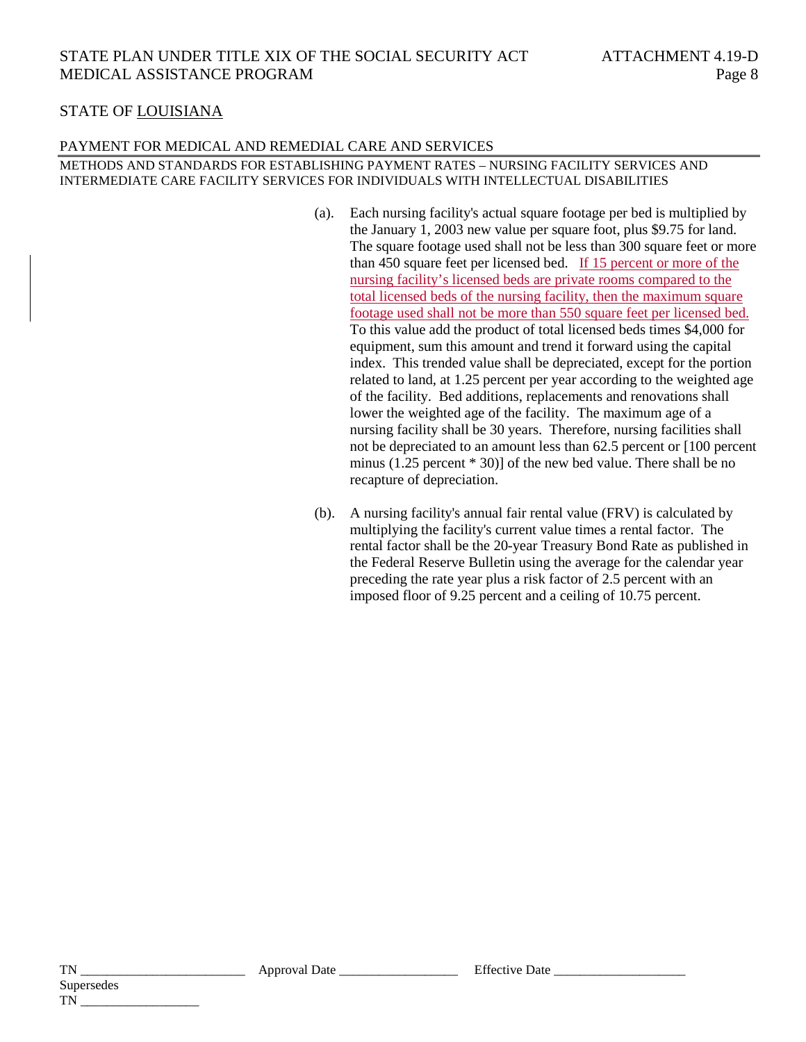(a). Each nursing facility's actual square footage per bed is multiplied by the January 1, 2003 new value per square foot, plus $9.75 for land. The square footage used shall not be less than 300 square feet or more than 450 square feet per licensed bed. If 15 percent or more of the nursing facility's licensed beds are private rooms compared to the total licensed beds of the nursing facility, then the maximum square footage used shall not be more than 550 square feet per licensed bed. To this value add the product of total licensed beds times $4,000 for equipment, sum this amount and trend it forward using the capital index. This trended value shall be depreciated, except for the portion related to land, at 1.25 percent per year according to the weighted age of the facility. Bed additions, replacements and renovations shall lower the weighted age of the facility. The maximum age of a nursing facility shall be 30 years. Therefore, nursing facilities shall not be depreciated to an amount less than 62.5 percent or [100 percent minus (1.25 percent * 30)] of the new bed value. There shall be no recapture of depreciation.

(b). A nursing facility's annual fair rental value (FRV) is calculated by multiplying the facility's current value times a rental factor. The rental factor shall be the 20-year Treasury Bond Rate as published in the Federal Reserve Bulletin using the average for the calendar year preceding the rate year plus a risk factor of 2.5 percent with an imposed floor of 9.25 percent and a ceiling of 10.75 percent.

TN ________________ Approval Date ________________ Effective Date ________________

Supersedes

TN ________________